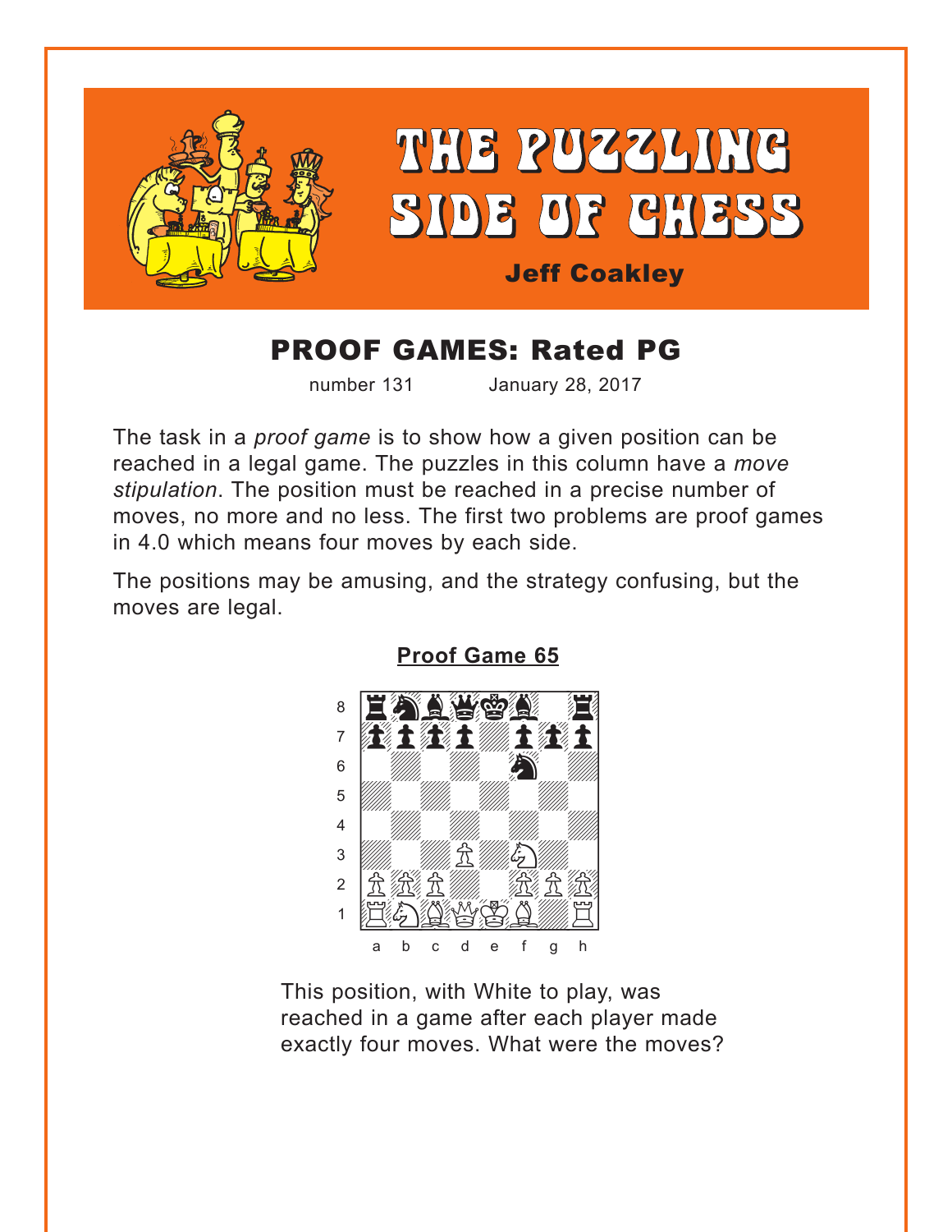# THE PUZZLING SIDE OF CHESS

**Jeff Coakley**

## PROOF GAMES: Rated PG

number 131 January 28, 2017

The task in a *proof game* is to show how a given position can be reached in a legal game. The puzzles in this column have a *move stipulation*. The position must be reached in a precise number of moves, no more and no less. The first two problems are proof games in 4.0 which means four moves by each side.

The positions may be amusing, and the strategy confusing, but the moves are legal.

### Proof Game 65

This position, with White to play, was reached in a game after each player made exactly four moves. What were the moves?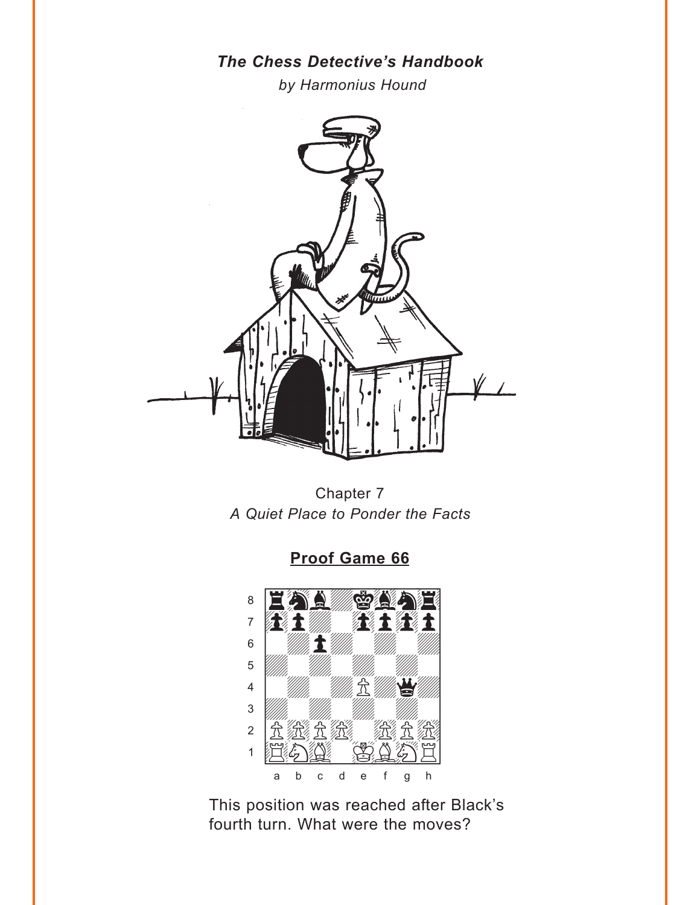***The Chess Detective's Handbook***

*by Harmonius Hound*

Chapter 7

*A Quiet Place to Ponder the Facts*

## Proof Game 66

This position was reached after Black's fourth turn. What were the moves?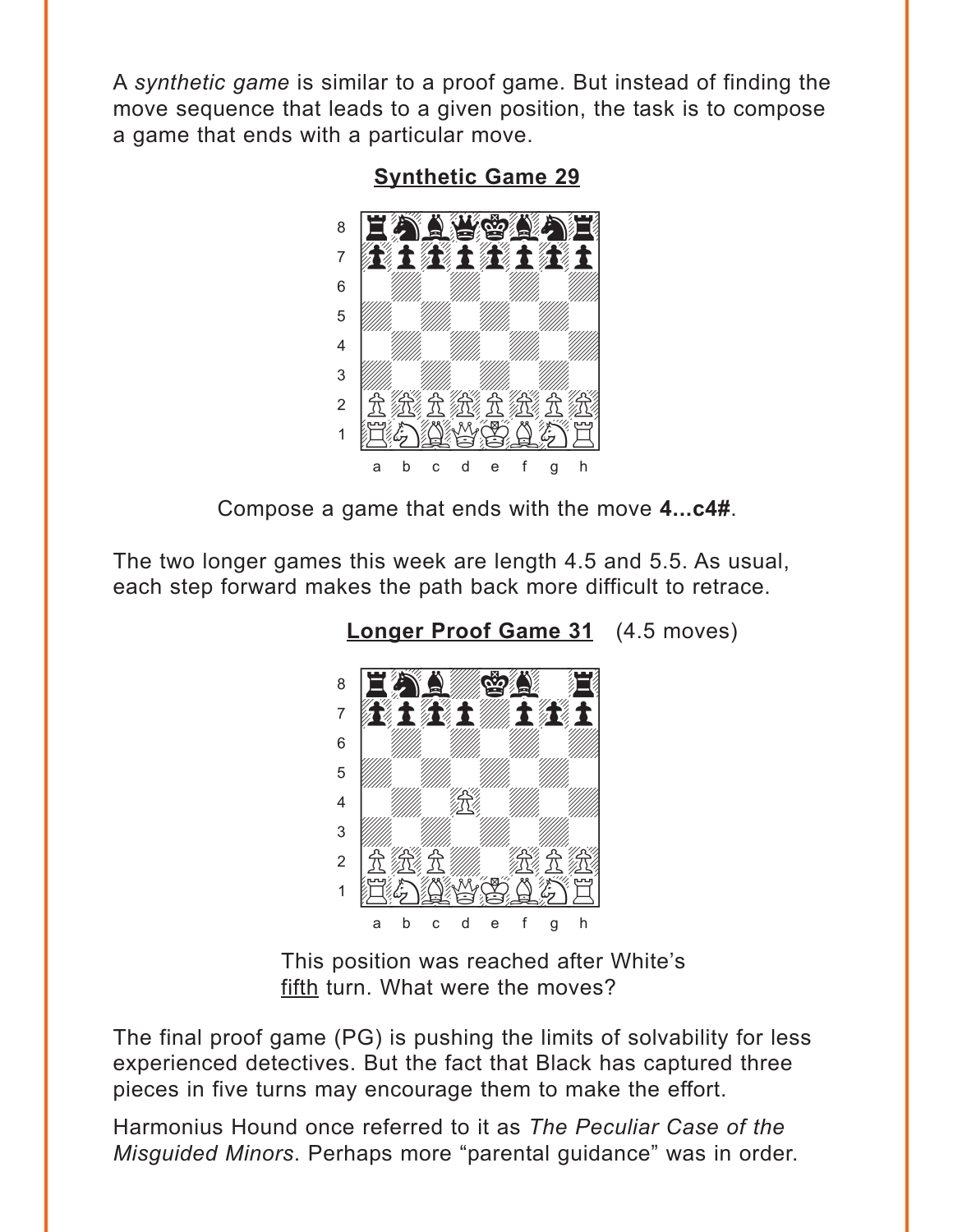A *synthetic game* is similar to a proof game. But instead of finding the move sequence that leads to a given position, the task is to compose a game that ends with a particular move.

## Synthetic Game 29

Compose a game that ends with the move **4...c4#**.

The two longer games this week are length 4.5 and 5.5. As usual, each step forward makes the path back more difficult to retrace.

## Longer Proof Game 31 (4.5 moves)

This position was reached after White's fifth turn. What were the moves?

The final proof game (PG) is pushing the limits of solvability for less experienced detectives. But the fact that Black has captured three pieces in five turns may encourage them to make the effort.

Harmonius Hound once referred to it as *The Peculiar Case of the Misguided Minors*. Perhaps more "parental guidance" was in order.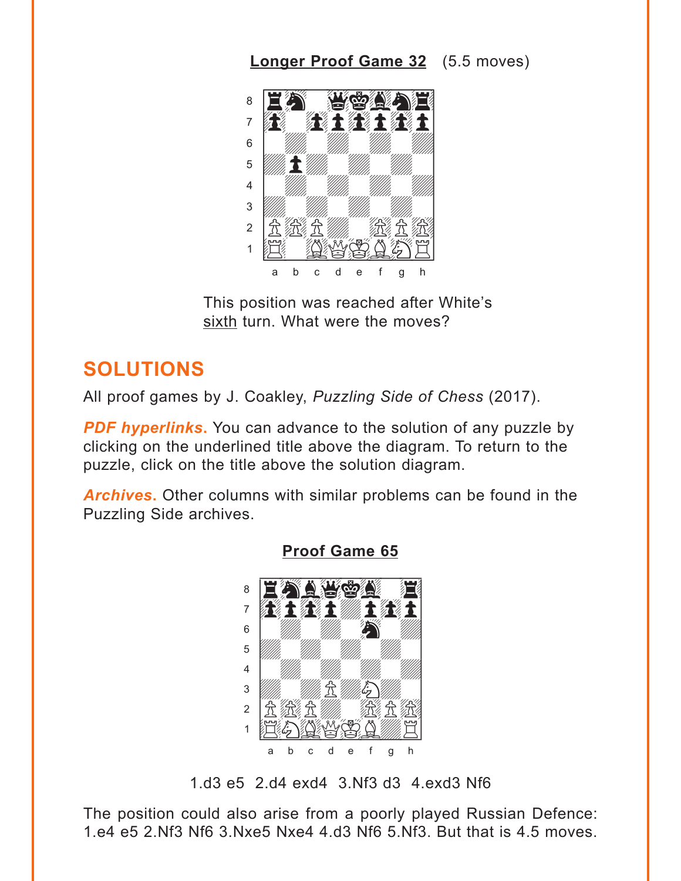**Longer Proof Game 32** (5.5 moves)

This position was reached after White's sixth turn. What were the moves?

## SOLUTIONS

All proof games by J. Coakley, *Puzzling Side of Chess* (2017).

***PDF hyperlinks.*** You can advance to the solution of any puzzle by clicking on the underlined title above the diagram. To return to the puzzle, click on the title above the solution diagram.

***Archives.*** Other columns with similar problems can be found in the Puzzling Side archives.

**Proof Game 65**

1.d3 e5 2.d4 exd4 3.Nf3 d3 4.exd3 Nf6

The position could also arise from a poorly played Russian Defence: 1.e4 e5 2.Nf3 Nf6 3.Nxe5 Nxe4 4.d3 Nf6 5.Nf3. But that is 4.5 moves.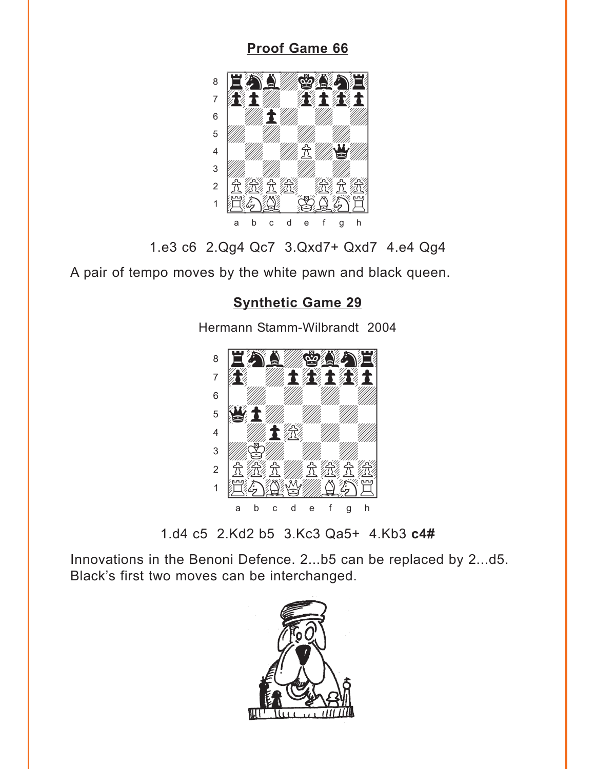## Proof Game 66

1.e3 c6 2.Qg4 Qc7 3.Qxd7+ Qxd7 4.e4 Qg4

A pair of tempo moves by the white pawn and black queen.

## Synthetic Game 29

Hermann Stamm-Wilbrandt 2004

1.d4 c5 2.Kd2 b5 3.Kc3 Qa5+ 4.Kb3 **c4#**

Innovations in the Benoni Defence. 2...b5 can be replaced by 2...d5. Black's first two moves can be interchanged.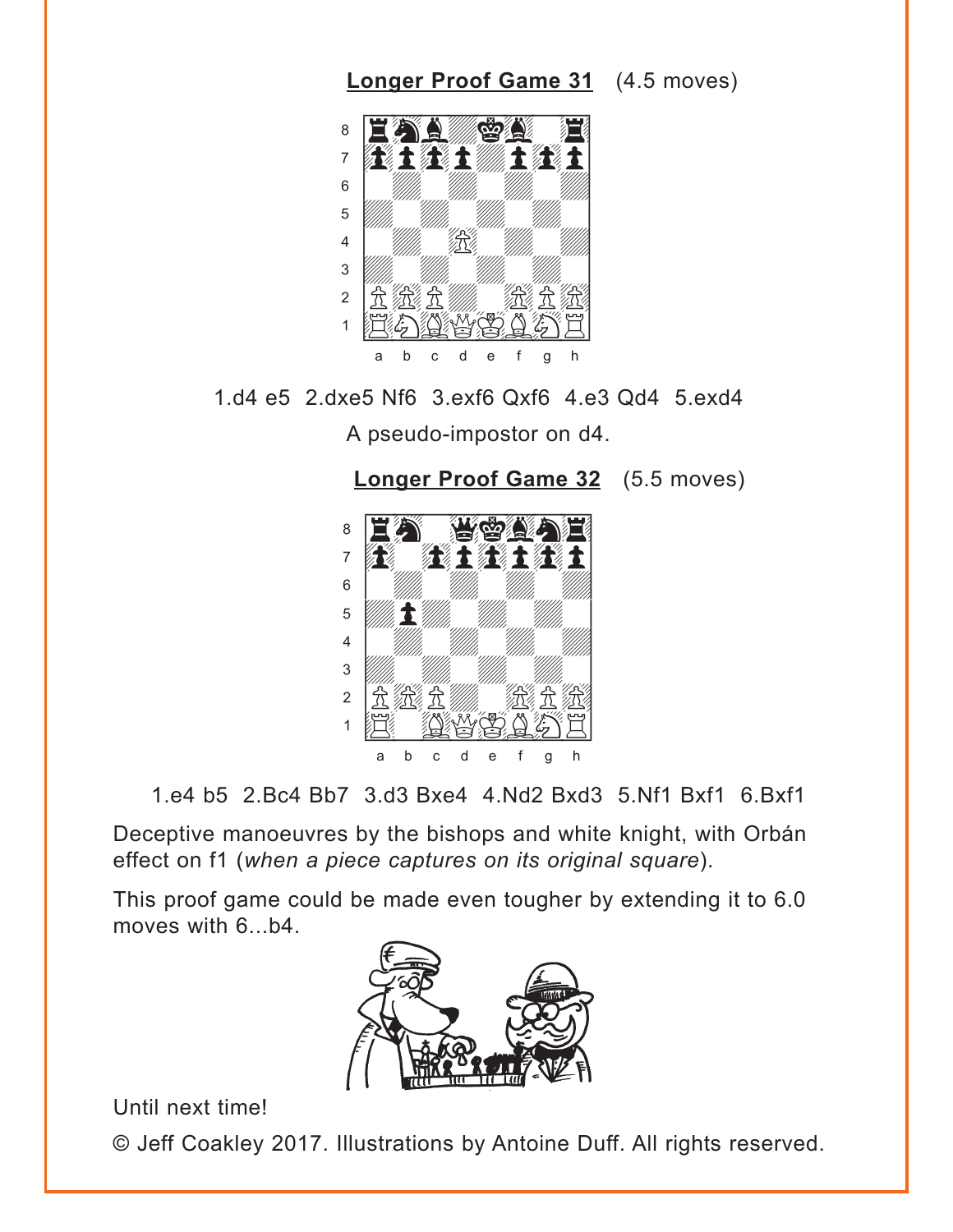**Longer Proof Game 31** (4.5 moves)

1.d4 e5 2.dxe5 Nf6 3.exf6 Qxf6 4.e3 Qd4 5.exd4

A pseudo-impostor on d4.

**Longer Proof Game 32** (5.5 moves)

1.e4 b5 2.Bc4 Bb7 3.d3 Bxe4 4.Nd2 Bxd3 5.Nf1 Bxf1 6.Bxf1

Deceptive manoeuvres by the bishops and white knight, with Orbán effect on f1 (*when a piece captures on its original square*).

This proof game could be made even tougher by extending it to 6.0 moves with 6...b4.

Until next time!

© Jeff Coakley 2017. Illustrations by Antoine Duff. All rights reserved.